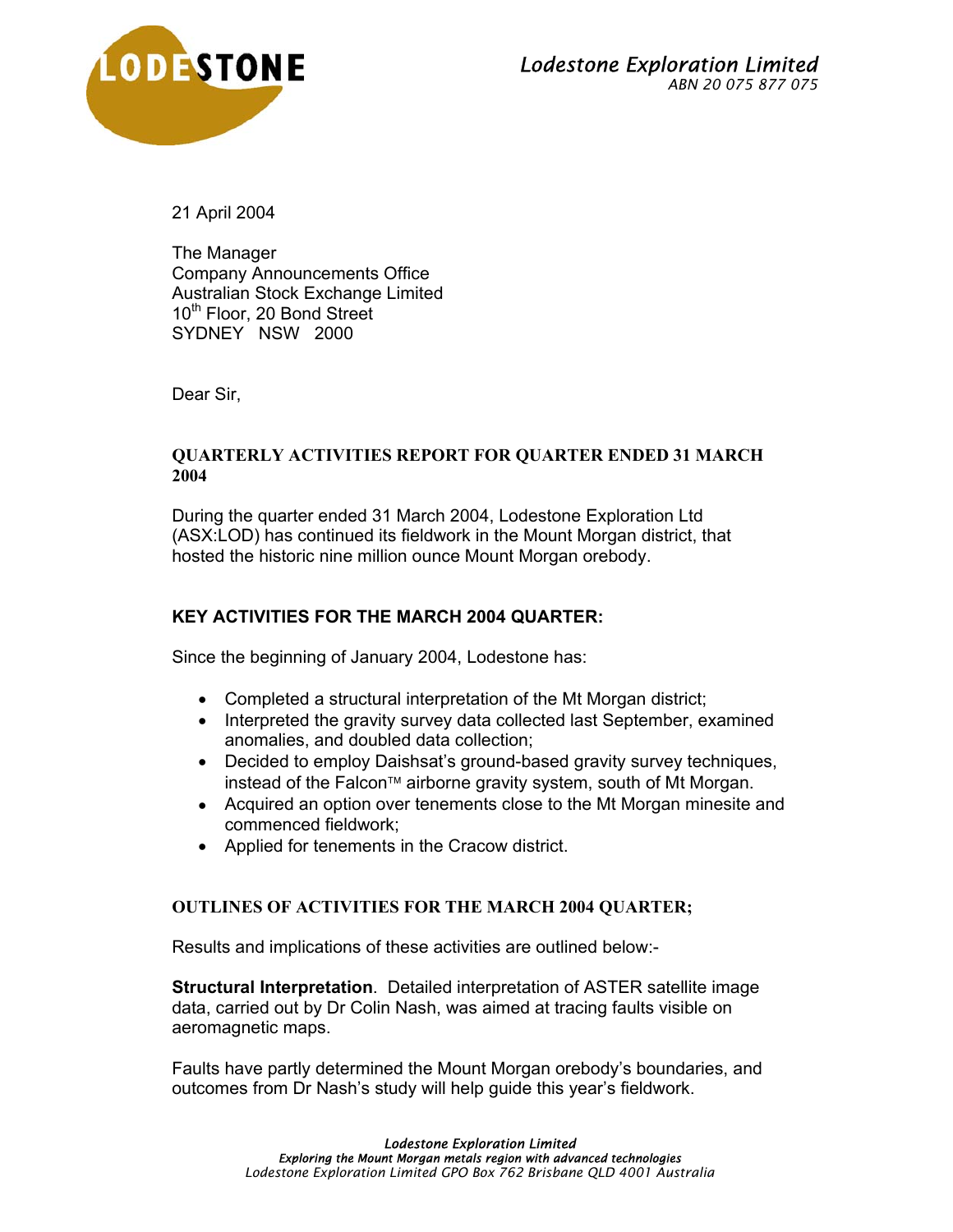**Lodestone Exploration Limited**
*ABN 20 075 877 075*

21 April 2004

The Manager
Company Announcements Office
Australian Stock Exchange Limited
10th Floor, 20 Bond Street
SYDNEY NSW 2000

Dear Sir,

## QUARTERLY ACTIVITIES REPORT FOR QUARTER ENDED 31 MARCH 2004

During the quarter ended 31 March 2004, Lodestone Exploration Ltd (ASX:LOD) has continued its fieldwork in the Mount Morgan district, that hosted the historic nine million ounce Mount Morgan orebody.

## KEY ACTIVITIES FOR THE MARCH 2004 QUARTER:

Since the beginning of January 2004, Lodestone has:

- Completed a structural interpretation of the Mt Morgan district;
- Interpreted the gravity survey data collected last September, examined anomalies, and doubled data collection;
- Decided to employ Daishsat's ground-based gravity survey techniques, instead of the Falcon™ airborne gravity system, south of Mt Morgan.
- Acquired an option over tenements close to the Mt Morgan minesite and commenced fieldwork;
- Applied for tenements in the Cracow district.

## OUTLINES OF ACTIVITIES FOR THE MARCH 2004 QUARTER;

Results and implications of these activities are outlined below:-

**Structural Interpretation**. Detailed interpretation of ASTER satellite image data, carried out by Dr Colin Nash, was aimed at tracing faults visible on aeromagnetic maps.

Faults have partly determined the Mount Morgan orebody's boundaries, and outcomes from Dr Nash's study will help guide this year's fieldwork.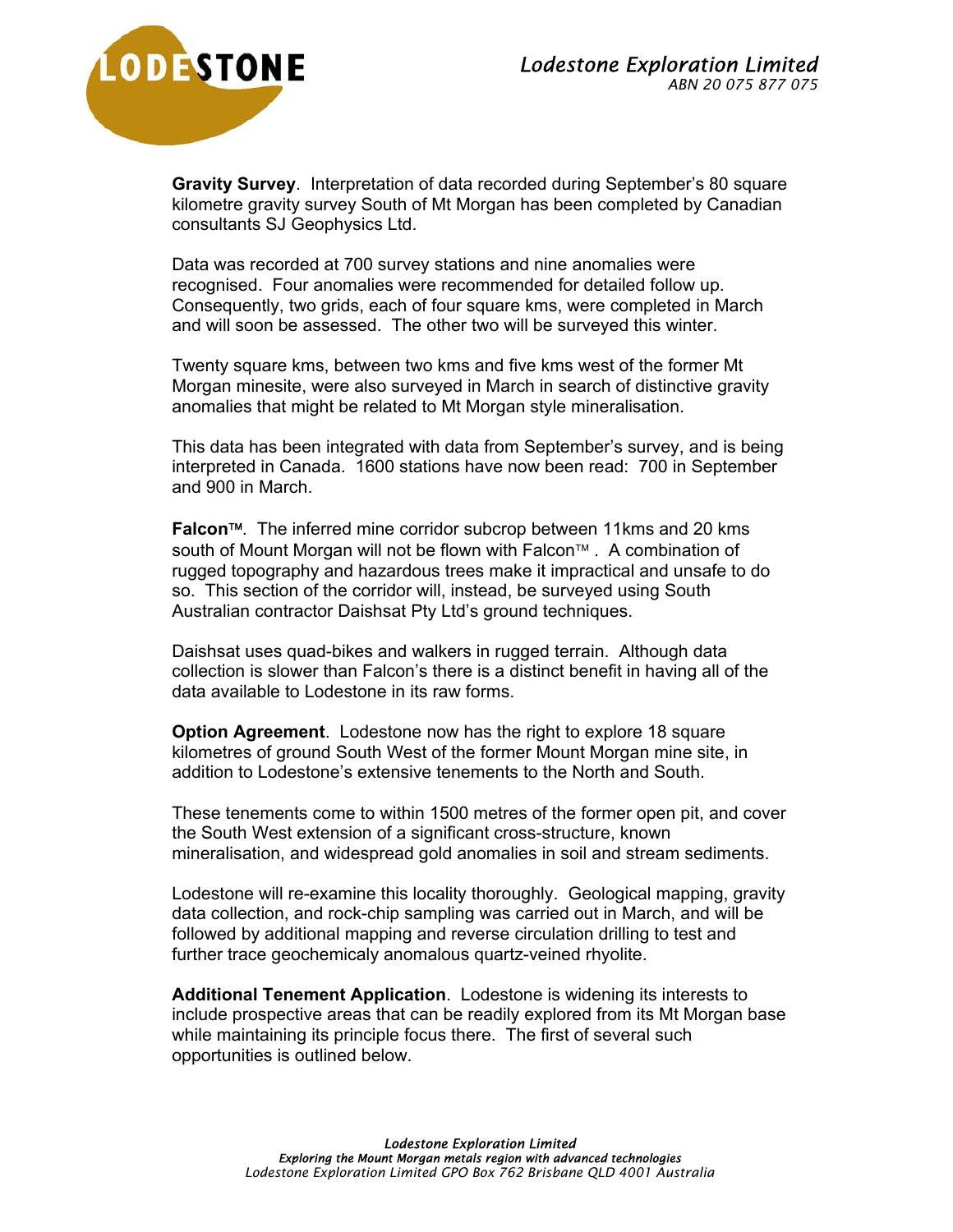**Gravity Survey**. Interpretation of data recorded during September's 80 square kilometre gravity survey South of Mt Morgan has been completed by Canadian consultants SJ Geophysics Ltd.

Data was recorded at 700 survey stations and nine anomalies were recognised. Four anomalies were recommended for detailed follow up. Consequently, two grids, each of four square kms, were completed in March and will soon be assessed. The other two will be surveyed this winter.

Twenty square kms, between two kms and five kms west of the former Mt Morgan minesite, were also surveyed in March in search of distinctive gravity anomalies that might be related to Mt Morgan style mineralisation.

This data has been integrated with data from September's survey, and is being interpreted in Canada. 1600 stations have now been read: 700 in September and 900 in March.

**Falcon™**. The inferred mine corridor subcrop between 11kms and 20 kms south of Mount Morgan will not be flown with Falcon™ . A combination of rugged topography and hazardous trees make it impractical and unsafe to do so. This section of the corridor will, instead, be surveyed using South Australian contractor Daishsat Pty Ltd's ground techniques.

Daishsat uses quad-bikes and walkers in rugged terrain. Although data collection is slower than Falcon's there is a distinct benefit in having all of the data available to Lodestone in its raw forms.

**Option Agreement**. Lodestone now has the right to explore 18 square kilometres of ground South West of the former Mount Morgan mine site, in addition to Lodestone's extensive tenements to the North and South.

These tenements come to within 1500 metres of the former open pit, and cover the South West extension of a significant cross-structure, known mineralisation, and widespread gold anomalies in soil and stream sediments.

Lodestone will re-examine this locality thoroughly. Geological mapping, gravity data collection, and rock-chip sampling was carried out in March, and will be followed by additional mapping and reverse circulation drilling to test and further trace geochemicaly anomalous quartz-veined rhyolite.

**Additional Tenement Application**. Lodestone is widening its interests to include prospective areas that can be readily explored from its Mt Morgan base while maintaining its principle focus there. The first of several such opportunities is outlined below.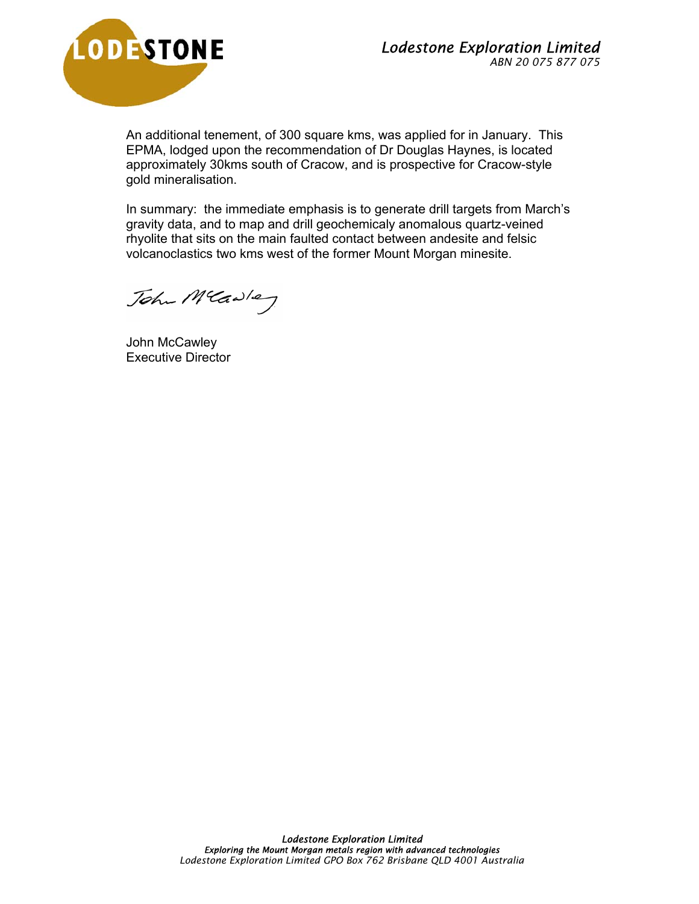An additional tenement, of 300 square kms, was applied for in January. This EPMA, lodged upon the recommendation of Dr Douglas Haynes, is located approximately 30kms south of Cracow, and is prospective for Cracow-style gold mineralisation.

In summary: the immediate emphasis is to generate drill targets from March's gravity data, and to map and drill geochemicaly anomalous quartz-veined rhyolite that sits on the main faulted contact between andesite and felsic volcanoclastics two kms west of the former Mount Morgan minesite.

John McCawley

John McCawley
Executive Director